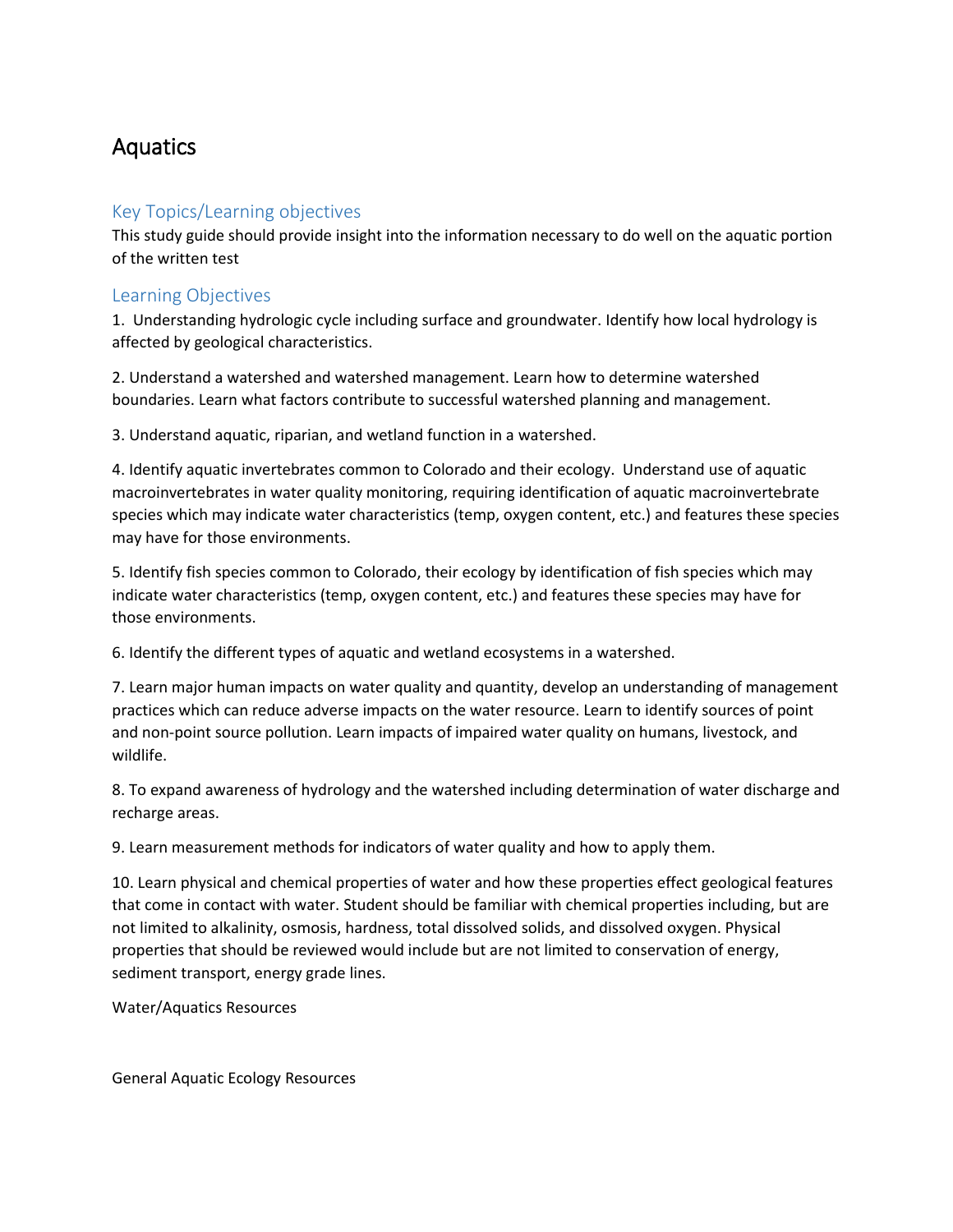# Aquatics

## Key Topics/Learning objectives

This study guide should provide insight into the information necessary to do well on the aquatic portion of the written test

## Learning Objectives

1. Understanding hydrologic cycle including surface and groundwater. Identify how local hydrology is affected by geological characteristics.

2. Understand a watershed and watershed management. Learn how to determine watershed boundaries. Learn what factors contribute to successful watershed planning and management.

3. Understand aquatic, riparian, and wetland function in a watershed.

4. Identify aquatic invertebrates common to Colorado and their ecology. Understand use of aquatic macroinvertebrates in water quality monitoring, requiring identification of aquatic macroinvertebrate species which may indicate water characteristics (temp, oxygen content, etc.) and features these species may have for those environments.

5. Identify fish species common to Colorado, their ecology by identification of fish species which may indicate water characteristics (temp, oxygen content, etc.) and features these species may have for those environments.

6. Identify the different types of aquatic and wetland ecosystems in a watershed.

7. Learn major human impacts on water quality and quantity, develop an understanding of management practices which can reduce adverse impacts on the water resource. Learn to identify sources of point and non-point source pollution. Learn impacts of impaired water quality on humans, livestock, and wildlife.

8. To expand awareness of hydrology and the watershed including determination of water discharge and recharge areas.

9. Learn measurement methods for indicators of water quality and how to apply them.

10. Learn physical and chemical properties of water and how these properties effect geological features that come in contact with water. Student should be familiar with chemical properties including, but are not limited to alkalinity, osmosis, hardness, total dissolved solids, and dissolved oxygen. Physical properties that should be reviewed would include but are not limited to conservation of energy, sediment transport, energy grade lines.

Water/Aquatics Resources

General Aquatic Ecology Resources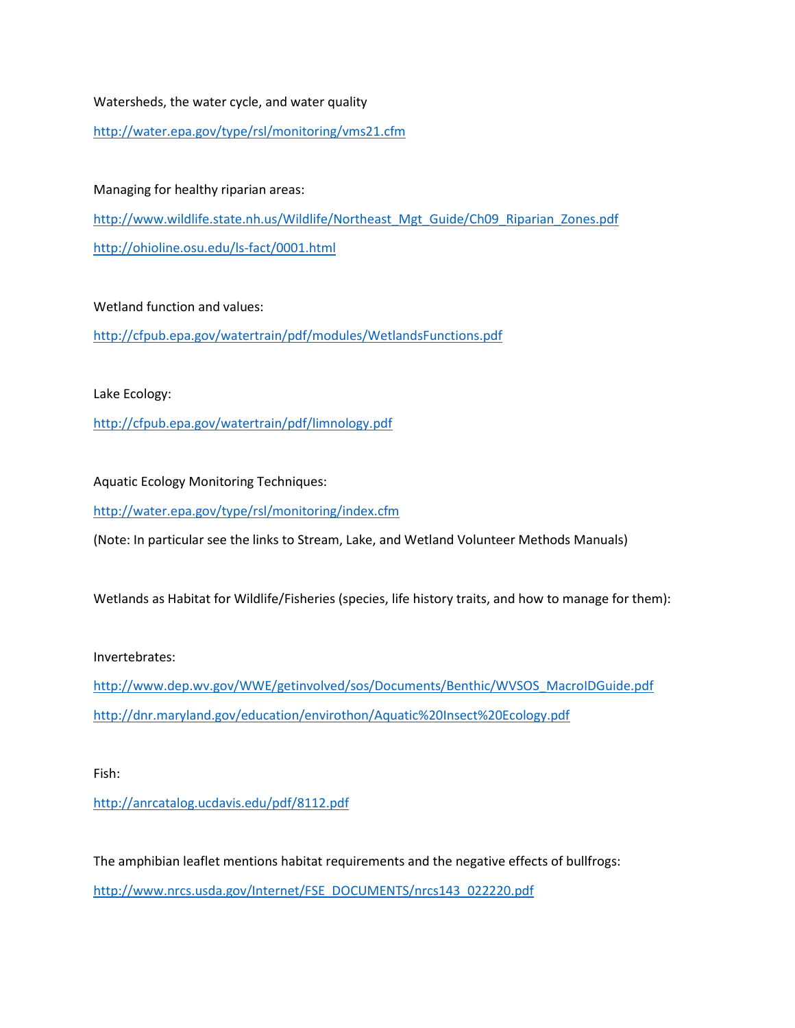Watersheds, the water cycle, and water quality

http://water.epa.gov/type/rsl/monitoring/vms21.cfm

Managing for healthy riparian areas:

http://www.wildlife.state.nh.us/Wildlife/Northeast_Mgt_Guide/Ch09_Riparian_Zones.pdf

http://ohioline.osu.edu/ls-fact/0001.html

Wetland function and values:

http://cfpub.epa.gov/watertrain/pdf/modules/WetlandsFunctions.pdf

Lake Ecology:

http://cfpub.epa.gov/watertrain/pdf/limnology.pdf

Aquatic Ecology Monitoring Techniques:

http://water.epa.gov/type/rsl/monitoring/index.cfm

(Note: In particular see the links to Stream, Lake, and Wetland Volunteer Methods Manuals)

Wetlands as Habitat for Wildlife/Fisheries (species, life history traits, and how to manage for them):

Invertebrates:

http://www.dep.wv.gov/WWE/getinvolved/sos/Documents/Benthic/WVSOS_MacroIDGuide.pdf

http://dnr.maryland.gov/education/envirothon/Aquatic%20Insect%20Ecology.pdf

Fish:

http://anrcatalog.ucdavis.edu/pdf/8112.pdf

The amphibian leaflet mentions habitat requirements and the negative effects of bullfrogs:

http://www.nrcs.usda.gov/Internet/FSE_DOCUMENTS/nrcs143_022220.pdf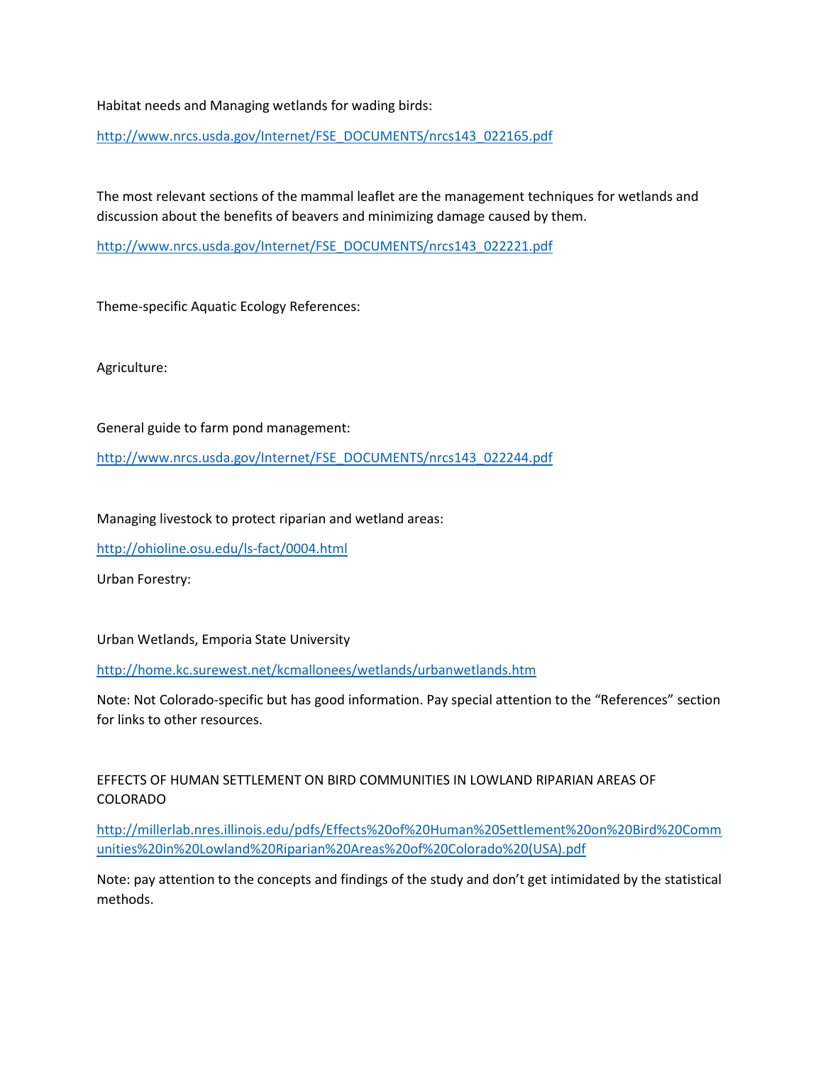Habitat needs and Managing wetlands for wading birds:

http://www.nrcs.usda.gov/Internet/FSE_DOCUMENTS/nrcs143_022165.pdf

The most relevant sections of the mammal leaflet are the management techniques for wetlands and discussion about the benefits of beavers and minimizing damage caused by them.

http://www.nrcs.usda.gov/Internet/FSE_DOCUMENTS/nrcs143_022221.pdf

Theme-specific Aquatic Ecology References:

Agriculture:

General guide to farm pond management:

http://www.nrcs.usda.gov/Internet/FSE_DOCUMENTS/nrcs143_022244.pdf

Managing livestock to protect riparian and wetland areas:

http://ohioline.osu.edu/ls-fact/0004.html

Urban Forestry:

Urban Wetlands, Emporia State University

http://home.kc.surewest.net/kcmallonees/wetlands/urbanwetlands.htm

Note: Not Colorado-specific but has good information. Pay special attention to the "References" section for links to other resources.

EFFECTS OF HUMAN SETTLEMENT ON BIRD COMMUNITIES IN LOWLAND RIPARIAN AREAS OF COLORADO

http://millerlab.nres.illinois.edu/pdfs/Effects%20of%20Human%20Settlement%20on%20Bird%20Communities%20in%20Lowland%20Riparian%20Areas%20of%20Colorado%20(USA).pdf

Note: pay attention to the concepts and findings of the study and don't get intimidated by the statistical methods.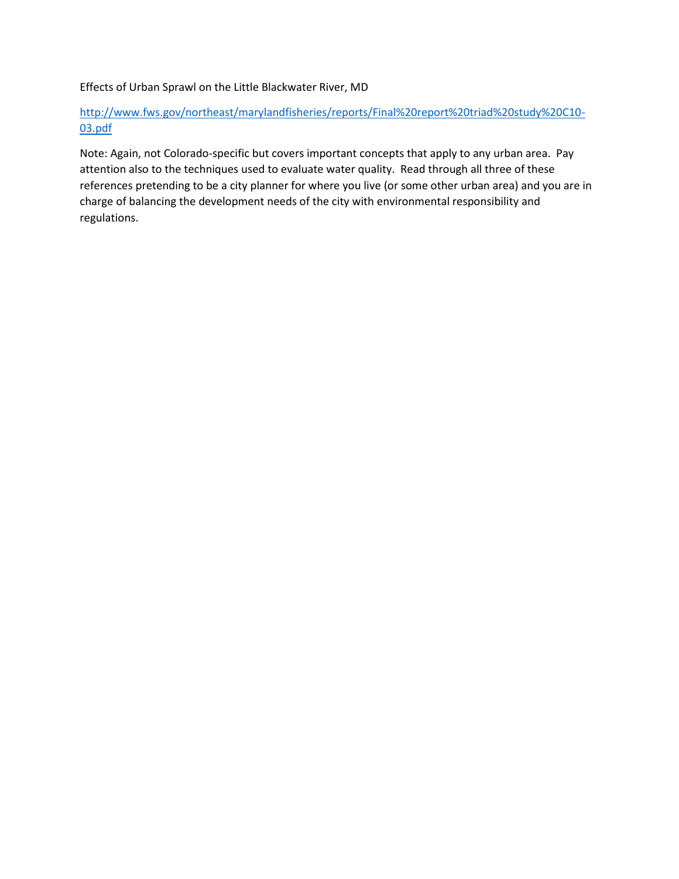Effects of Urban Sprawl on the Little Blackwater River, MD

[http://www.fws.gov/northeast/marylandfisheries/reports/Final%20report%20triad%20study%20C10-03.pdf](http://www.fws.gov/northeast/marylandfisheries/reports/Final%20report%20triad%20study%20C10-03.pdf)

Note: Again, not Colorado-specific but covers important concepts that apply to any urban area. Pay attention also to the techniques used to evaluate water quality. Read through all three of these references pretending to be a city planner for where you live (or some other urban area) and you are in charge of balancing the development needs of the city with environmental responsibility and regulations.